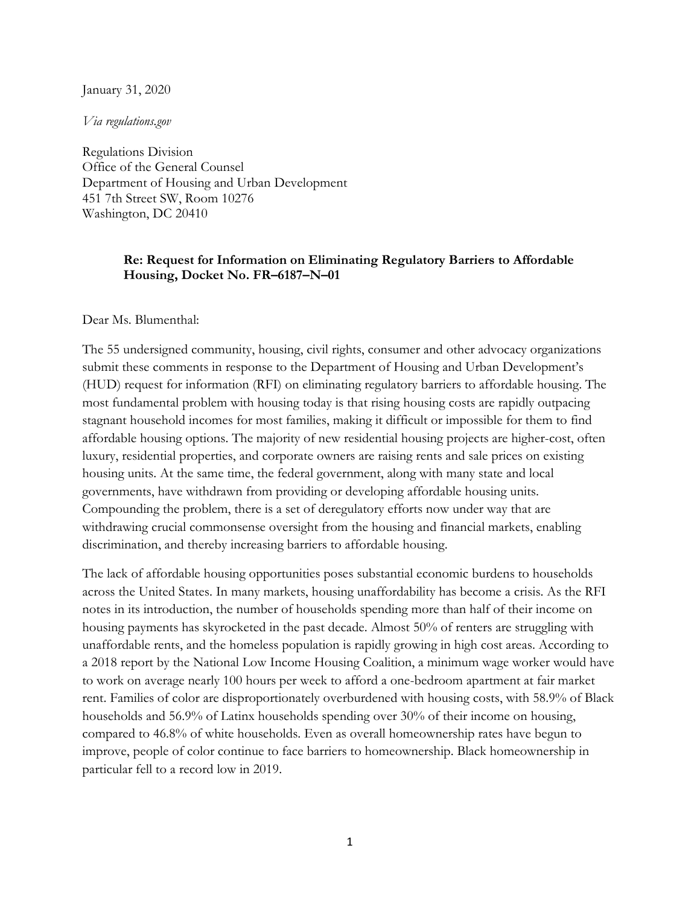January 31, 2020

*Via regulations.gov*

Regulations Division
Office of the General Counsel
Department of Housing and Urban Development
451 7th Street SW, Room 10276
Washington, DC 20410

**Re: Request for Information on Eliminating Regulatory Barriers to Affordable Housing, Docket No. FR–6187–N–01**

Dear Ms. Blumenthal:

The 55 undersigned community, housing, civil rights, consumer and other advocacy organizations submit these comments in response to the Department of Housing and Urban Development's (HUD) request for information (RFI) on eliminating regulatory barriers to affordable housing. The most fundamental problem with housing today is that rising housing costs are rapidly outpacing stagnant household incomes for most families, making it difficult or impossible for them to find affordable housing options. The majority of new residential housing projects are higher-cost, often luxury, residential properties, and corporate owners are raising rents and sale prices on existing housing units. At the same time, the federal government, along with many state and local governments, have withdrawn from providing or developing affordable housing units. Compounding the problem, there is a set of deregulatory efforts now under way that are withdrawing crucial commonsense oversight from the housing and financial markets, enabling discrimination, and thereby increasing barriers to affordable housing.

The lack of affordable housing opportunities poses substantial economic burdens to households across the United States. In many markets, housing unaffordability has become a crisis. As the RFI notes in its introduction, the number of households spending more than half of their income on housing payments has skyrocketed in the past decade. Almost 50% of renters are struggling with unaffordable rents, and the homeless population is rapidly growing in high cost areas. According to a 2018 report by the National Low Income Housing Coalition, a minimum wage worker would have to work on average nearly 100 hours per week to afford a one-bedroom apartment at fair market rent. Families of color are disproportionately overburdened with housing costs, with 58.9% of Black households and 56.9% of Latinx households spending over 30% of their income on housing, compared to 46.8% of white households. Even as overall homeownership rates have begun to improve, people of color continue to face barriers to homeownership. Black homeownership in particular fell to a record low in 2019.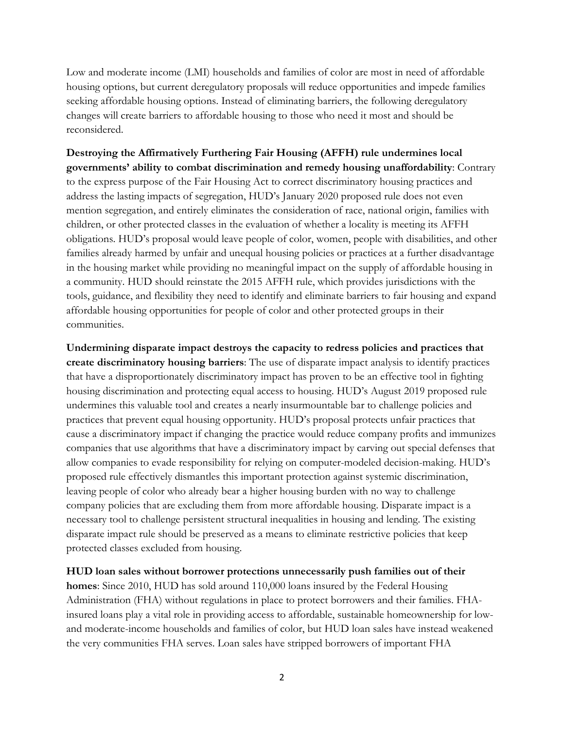Low and moderate income (LMI) households and families of color are most in need of affordable housing options, but current deregulatory proposals will reduce opportunities and impede families seeking affordable housing options. Instead of eliminating barriers, the following deregulatory changes will create barriers to affordable housing to those who need it most and should be reconsidered.

**Destroying the Affirmatively Furthering Fair Housing (AFFH) rule undermines local governments' ability to combat discrimination and remedy housing unaffordability**: Contrary to the express purpose of the Fair Housing Act to correct discriminatory housing practices and address the lasting impacts of segregation, HUD's January 2020 proposed rule does not even mention segregation, and entirely eliminates the consideration of race, national origin, families with children, or other protected classes in the evaluation of whether a locality is meeting its AFFH obligations. HUD's proposal would leave people of color, women, people with disabilities, and other families already harmed by unfair and unequal housing policies or practices at a further disadvantage in the housing market while providing no meaningful impact on the supply of affordable housing in a community. HUD should reinstate the 2015 AFFH rule, which provides jurisdictions with the tools, guidance, and flexibility they need to identify and eliminate barriers to fair housing and expand affordable housing opportunities for people of color and other protected groups in their communities.

**Undermining disparate impact destroys the capacity to redress policies and practices that create discriminatory housing barriers**: The use of disparate impact analysis to identify practices that have a disproportionately discriminatory impact has proven to be an effective tool in fighting housing discrimination and protecting equal access to housing. HUD's August 2019 proposed rule undermines this valuable tool and creates a nearly insurmountable bar to challenge policies and practices that prevent equal housing opportunity. HUD's proposal protects unfair practices that cause a discriminatory impact if changing the practice would reduce company profits and immunizes companies that use algorithms that have a discriminatory impact by carving out special defenses that allow companies to evade responsibility for relying on computer-modeled decision-making. HUD's proposed rule effectively dismantles this important protection against systemic discrimination, leaving people of color who already bear a higher housing burden with no way to challenge company policies that are excluding them from more affordable housing. Disparate impact is a necessary tool to challenge persistent structural inequalities in housing and lending. The existing disparate impact rule should be preserved as a means to eliminate restrictive policies that keep protected classes excluded from housing.

**HUD loan sales without borrower protections unnecessarily push families out of their homes**: Since 2010, HUD has sold around 110,000 loans insured by the Federal Housing Administration (FHA) without regulations in place to protect borrowers and their families. FHA-insured loans play a vital role in providing access to affordable, sustainable homeownership for low- and moderate-income households and families of color, but HUD loan sales have instead weakened the very communities FHA serves. Loan sales have stripped borrowers of important FHA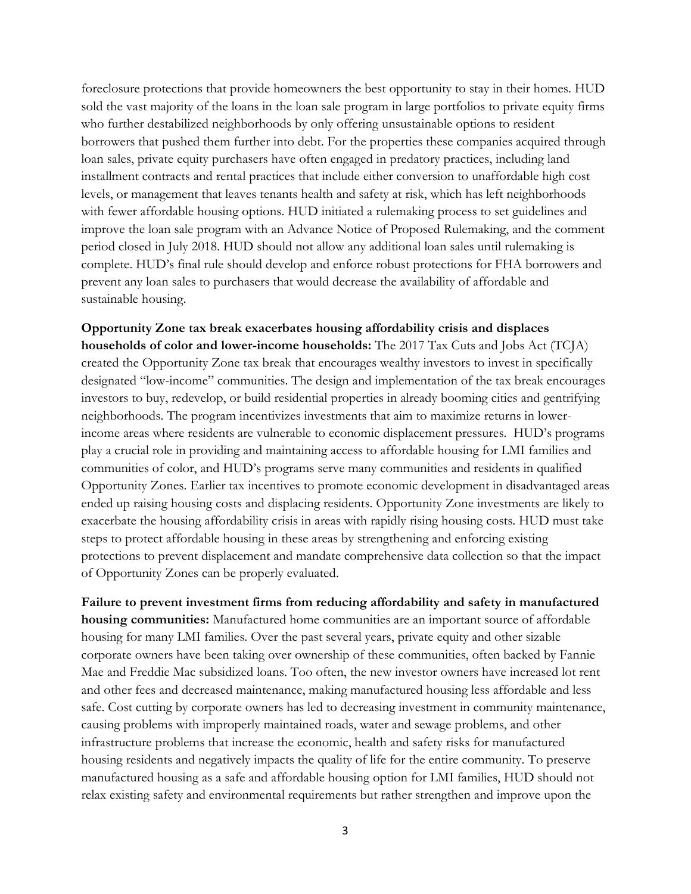foreclosure protections that provide homeowners the best opportunity to stay in their homes. HUD sold the vast majority of the loans in the loan sale program in large portfolios to private equity firms who further destabilized neighborhoods by only offering unsustainable options to resident borrowers that pushed them further into debt. For the properties these companies acquired through loan sales, private equity purchasers have often engaged in predatory practices, including land installment contracts and rental practices that include either conversion to unaffordable high cost levels, or management that leaves tenants health and safety at risk, which has left neighborhoods with fewer affordable housing options. HUD initiated a rulemaking process to set guidelines and improve the loan sale program with an Advance Notice of Proposed Rulemaking, and the comment period closed in July 2018. HUD should not allow any additional loan sales until rulemaking is complete. HUD's final rule should develop and enforce robust protections for FHA borrowers and prevent any loan sales to purchasers that would decrease the availability of affordable and sustainable housing.

**Opportunity Zone tax break exacerbates housing affordability crisis and displaces households of color and lower-income households:** The 2017 Tax Cuts and Jobs Act (TCJA) created the Opportunity Zone tax break that encourages wealthy investors to invest in specifically designated "low-income" communities. The design and implementation of the tax break encourages investors to buy, redevelop, or build residential properties in already booming cities and gentrifying neighborhoods. The program incentivizes investments that aim to maximize returns in lower-income areas where residents are vulnerable to economic displacement pressures. HUD's programs play a crucial role in providing and maintaining access to affordable housing for LMI families and communities of color, and HUD's programs serve many communities and residents in qualified Opportunity Zones. Earlier tax incentives to promote economic development in disadvantaged areas ended up raising housing costs and displacing residents. Opportunity Zone investments are likely to exacerbate the housing affordability crisis in areas with rapidly rising housing costs. HUD must take steps to protect affordable housing in these areas by strengthening and enforcing existing protections to prevent displacement and mandate comprehensive data collection so that the impact of Opportunity Zones can be properly evaluated.

**Failure to prevent investment firms from reducing affordability and safety in manufactured housing communities:** Manufactured home communities are an important source of affordable housing for many LMI families. Over the past several years, private equity and other sizable corporate owners have been taking over ownership of these communities, often backed by Fannie Mae and Freddie Mac subsidized loans. Too often, the new investor owners have increased lot rent and other fees and decreased maintenance, making manufactured housing less affordable and less safe. Cost cutting by corporate owners has led to decreasing investment in community maintenance, causing problems with improperly maintained roads, water and sewage problems, and other infrastructure problems that increase the economic, health and safety risks for manufactured housing residents and negatively impacts the quality of life for the entire community. To preserve manufactured housing as a safe and affordable housing option for LMI families, HUD should not relax existing safety and environmental requirements but rather strengthen and improve upon the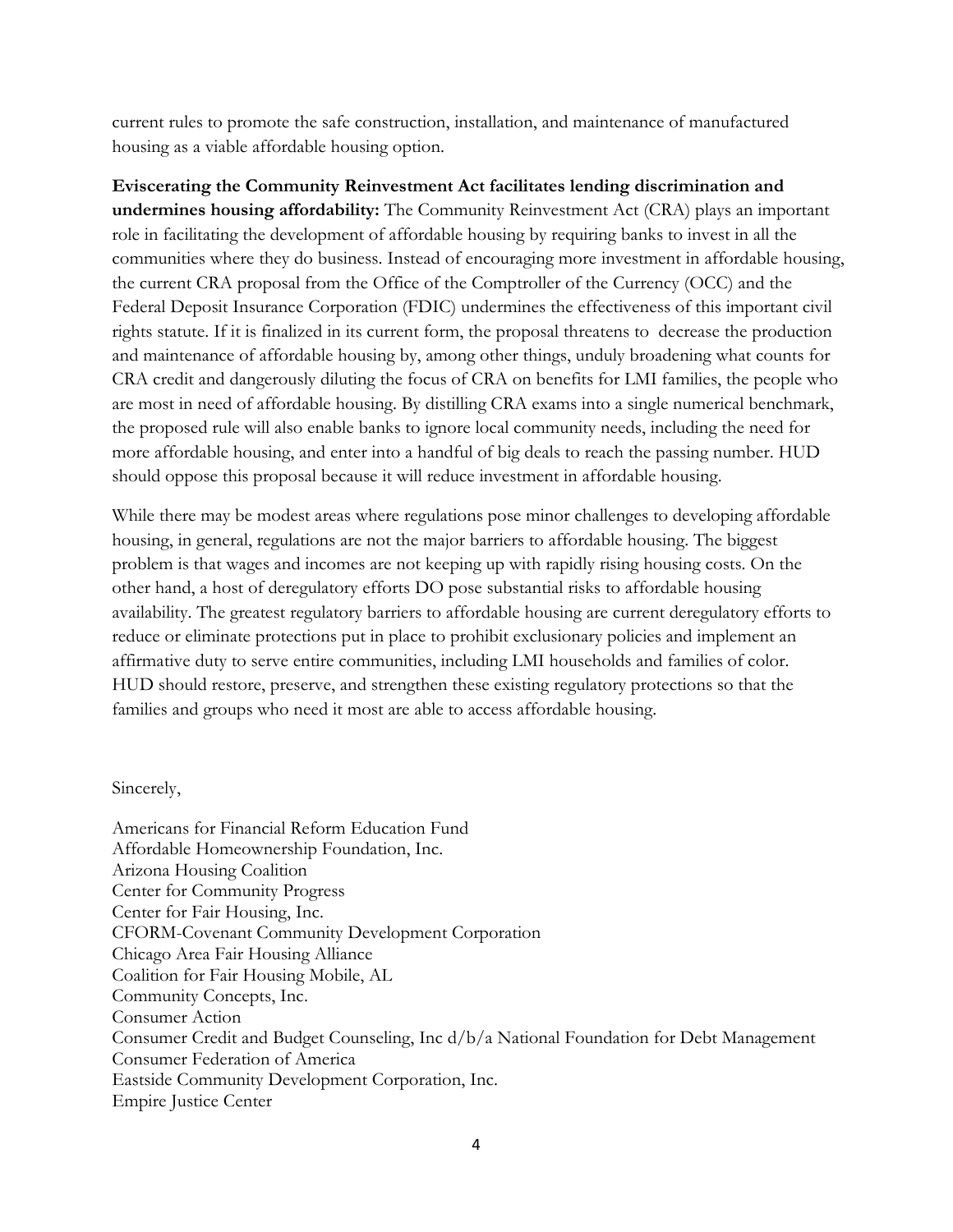current rules to promote the safe construction, installation, and maintenance of manufactured housing as a viable affordable housing option.

**Eviscerating the Community Reinvestment Act facilitates lending discrimination and undermines housing affordability:** The Community Reinvestment Act (CRA) plays an important role in facilitating the development of affordable housing by requiring banks to invest in all the communities where they do business. Instead of encouraging more investment in affordable housing, the current CRA proposal from the Office of the Comptroller of the Currency (OCC) and the Federal Deposit Insurance Corporation (FDIC) undermines the effectiveness of this important civil rights statute. If it is finalized in its current form, the proposal threatens to decrease the production and maintenance of affordable housing by, among other things, unduly broadening what counts for CRA credit and dangerously diluting the focus of CRA on benefits for LMI families, the people who are most in need of affordable housing. By distilling CRA exams into a single numerical benchmark, the proposed rule will also enable banks to ignore local community needs, including the need for more affordable housing, and enter into a handful of big deals to reach the passing number. HUD should oppose this proposal because it will reduce investment in affordable housing.

While there may be modest areas where regulations pose minor challenges to developing affordable housing, in general, regulations are not the major barriers to affordable housing. The biggest problem is that wages and incomes are not keeping up with rapidly rising housing costs. On the other hand, a host of deregulatory efforts DO pose substantial risks to affordable housing availability. The greatest regulatory barriers to affordable housing are current deregulatory efforts to reduce or eliminate protections put in place to prohibit exclusionary policies and implement an affirmative duty to serve entire communities, including LMI households and families of color. HUD should restore, preserve, and strengthen these existing regulatory protections so that the families and groups who need it most are able to access affordable housing.

Sincerely,

Americans for Financial Reform Education Fund
Affordable Homeownership Foundation, Inc.
Arizona Housing Coalition
Center for Community Progress
Center for Fair Housing, Inc.
CFORM-Covenant Community Development Corporation
Chicago Area Fair Housing Alliance
Coalition for Fair Housing Mobile, AL
Community Concepts, Inc.
Consumer Action
Consumer Credit and Budget Counseling, Inc d/b/a National Foundation for Debt Management
Consumer Federation of America
Eastside Community Development Corporation, Inc.
Empire Justice Center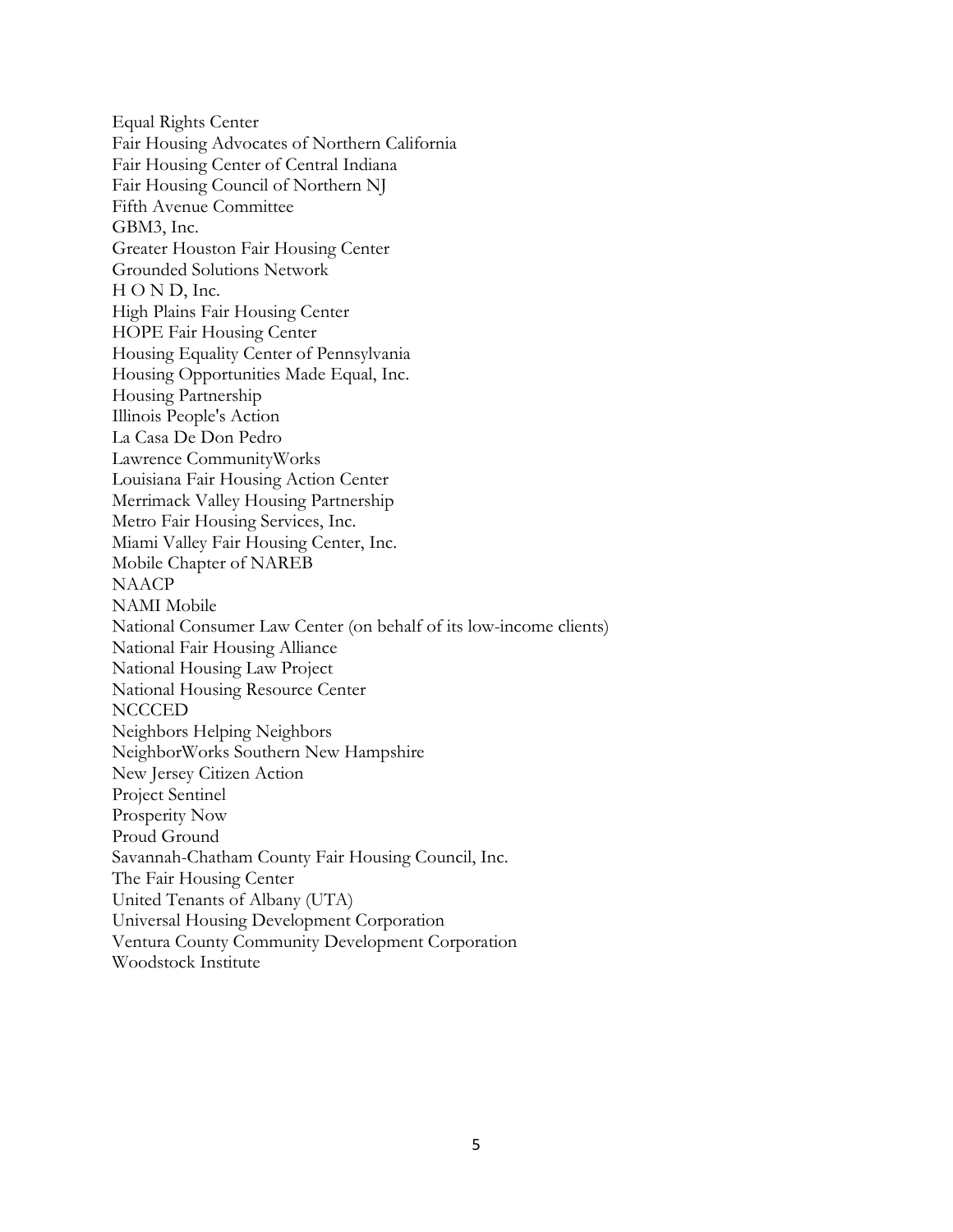Equal Rights Center
Fair Housing Advocates of Northern California
Fair Housing Center of Central Indiana
Fair Housing Council of Northern NJ
Fifth Avenue Committee
GBM3, Inc.
Greater Houston Fair Housing Center
Grounded Solutions Network
H O N D, Inc.
High Plains Fair Housing Center
HOPE Fair Housing Center
Housing Equality Center of Pennsylvania
Housing Opportunities Made Equal, Inc.
Housing Partnership
Illinois People's Action
La Casa De Don Pedro
Lawrence CommunityWorks
Louisiana Fair Housing Action Center
Merrimack Valley Housing Partnership
Metro Fair Housing Services, Inc.
Miami Valley Fair Housing Center, Inc.
Mobile Chapter of NAREB
NAACP
NAMI Mobile
National Consumer Law Center (on behalf of its low-income clients)
National Fair Housing Alliance
National Housing Law Project
National Housing Resource Center
NCCCED
Neighbors Helping Neighbors
NeighborWorks Southern New Hampshire
New Jersey Citizen Action
Project Sentinel
Prosperity Now
Proud Ground
Savannah-Chatham County Fair Housing Council, Inc.
The Fair Housing Center
United Tenants of Albany (UTA)
Universal Housing Development Corporation
Ventura County Community Development Corporation
Woodstock Institute